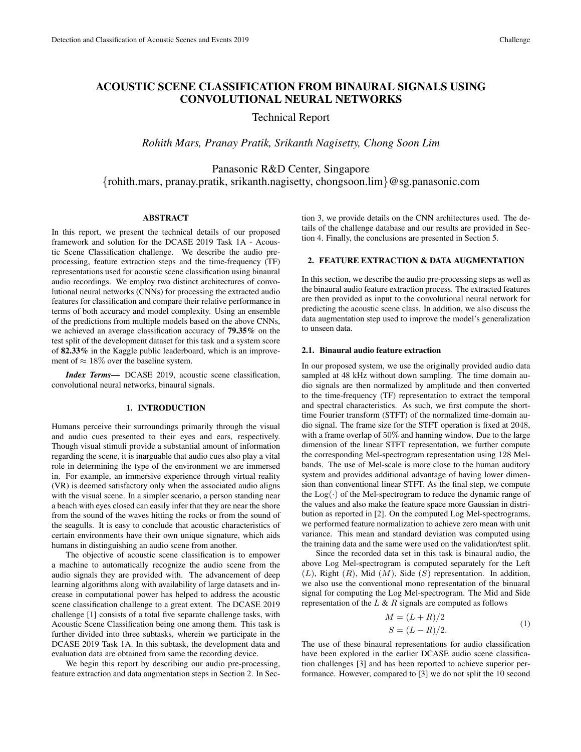# ACOUSTIC SCENE CLASSIFICATION FROM BINAURAL SIGNALS USING CONVOLUTIONAL NEURAL NETWORKS

Technical Report

*Rohith Mars, Pranay Pratik, Srikanth Nagisetty, Chong Soon Lim*

Panasonic R&D Center, Singapore
{rohith.mars, pranay.pratik, srikanth.nagisetty, chongsoon.lim}@sg.panasonic.com

## ABSTRACT

In this report, we present the technical details of our proposed framework and solution for the DCASE 2019 Task 1A - Acoustic Scene Classification challenge. We describe the audio pre-processing, feature extraction steps and the time-frequency (TF) representations used for acoustic scene classification using binaural audio recordings. We employ two distinct architectures of convolutional neural networks (CNNs) for processing the extracted audio features for classification and compare their relative performance in terms of both accuracy and model complexity. Using an ensemble of the predictions from multiple models based on the above CNNs, we achieved an average classification accuracy of **79.35%** on the test split of the development dataset for this task and a system score of **82.33%** in the Kaggle public leaderboard, which is an improvement of $\approx 18\%$ over the baseline system.

***Index Terms*—** DCASE 2019, acoustic scene classification, convolutional neural networks, binaural signals.

## 1. INTRODUCTION

Humans perceive their surroundings primarily through the visual and audio cues presented to their eyes and ears, respectively. Though visual stimuli provide a substantial amount of information regarding the scene, it is inarguable that audio cues also play a vital role in determining the type of the environment we are immersed in. For example, an immersive experience through virtual reality (VR) is deemed satisfactory only when the associated audio aligns with the visual scene. In a simpler scenario, a person standing near a beach with eyes closed can easily infer that they are near the shore from the sound of the waves hitting the rocks or from the sound of the seagulls. It is easy to conclude that acoustic characteristics of certain environments have their own unique signature, which aids humans in distinguishing an audio scene from another.

The objective of acoustic scene classification is to empower a machine to automatically recognize the audio scene from the audio signals they are provided with. The advancement of deep learning algorithms along with availability of large datasets and increase in computational power has helped to address the acoustic scene classification challenge to a great extent. The DCASE 2019 challenge [1] consists of a total five separate challenge tasks, with Acoustic Scene Classification being one among them. This task is further divided into three subtasks, wherein we participate in the DCASE 2019 Task 1A. In this subtask, the development data and evaluation data are obtained from same the recording device.

We begin this report by describing our audio pre-processing, feature extraction and data augmentation steps in Section 2. In Section 3, we provide details on the CNN architectures used. The details of the challenge database and our results are provided in Section 4. Finally, the conclusions are presented in Section 5.

## 2. FEATURE EXTRACTION & DATA AUGMENTATION

In this section, we describe the audio pre-processing steps as well as the binaural audio feature extraction process. The extracted features are then provided as input to the convolutional neural network for predicting the acoustic scene class. In addition, we also discuss the data augmentation step used to improve the model's generalization to unseen data.

### 2.1. Binaural audio feature extraction

In our proposed system, we use the originally provided audio data sampled at 48 kHz without down sampling. The time domain audio signals are then normalized by amplitude and then converted to the time-frequency (TF) representation to extract the temporal and spectral characteristics. As such, we first compute the short-time Fourier transform (STFT) of the normalized time-domain audio signal. The frame size for the STFT operation is fixed at $2048$, with a frame overlap of $50\%$ and hanning window. Due to the large dimension of the linear STFT representation, we further compute the corresponding Mel-spectrogram representation using $128$ Mel-bands. The use of Mel-scale is more close to the human auditory system and provides additional advantage of having lower dimension than conventional linear STFT. As the final step, we compute the $\mathrm{Log}(\cdot)$ of the Mel-spectrogram to reduce the dynamic range of the values and also make the feature space more Gaussian in distribution as reported in [2]. On the computed Log Mel-spectrograms, we performed feature normalization to achieve zero mean with unit variance. This mean and standard deviation was computed using the training data and the same were used on the validation/test split.

Since the recorded data set in this task is binaural audio, the above Log Mel-spectrogram is computed separately for the Left ($L$), Right ($R$), Mid ($M$), Side ($S$) representation. In addition, we also use the conventional mono representation of the binaural signal for computing the Log Mel-spectrogram. The Mid and Side representation of the $L$ & $R$ signals are computed as follows

$$
\begin{aligned}
M &= (L + R)/2 \\
S &= (L - R)/2.
\end{aligned}
\tag{1}
$$

The use of these binaural representations for audio classification have been explored in the earlier DCASE audio scene classification challenges [3] and has been reported to achieve superior performance. However, compared to [3] we do not split the 10 second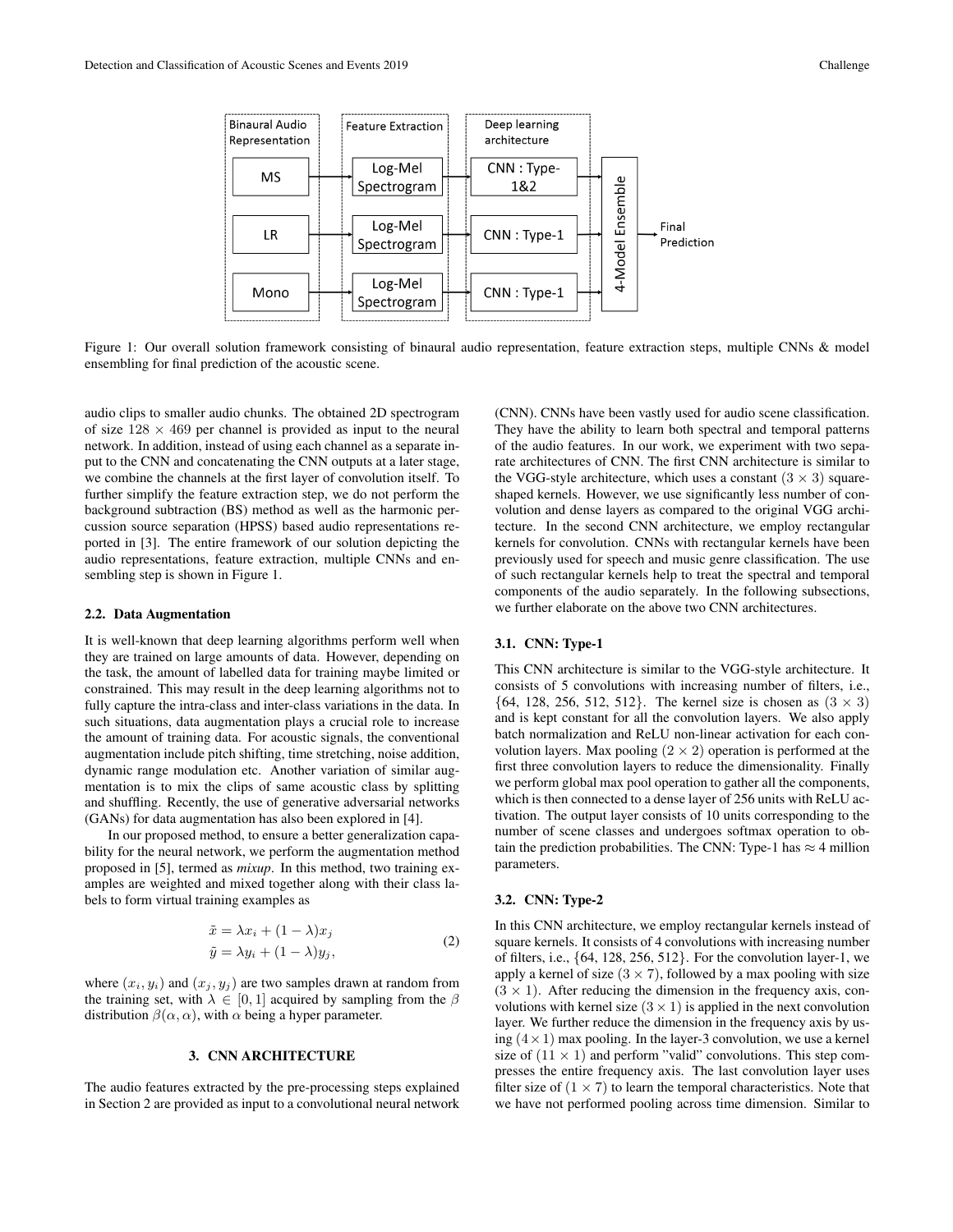Figure 1: Our overall solution framework consisting of binaural audio representation, feature extraction steps, multiple CNNs & model ensembling for final prediction of the acoustic scene.

audio clips to smaller audio chunks. The obtained 2D spectrogram of size $128 \times 469$ per channel is provided as input to the neural network. In addition, instead of using each channel as a separate input to the CNN and concatenating the CNN outputs at a later stage, we combine the channels at the first layer of convolution itself. To further simplify the feature extraction step, we do not perform the background subtraction (BS) method as well as the harmonic percussion source separation (HPSS) based audio representations reported in [3]. The entire framework of our solution depicting the audio representations, feature extraction, multiple CNNs and ensembling step is shown in Figure 1.

### 2.2. Data Augmentation

It is well-known that deep learning algorithms perform well when they are trained on large amounts of data. However, depending on the task, the amount of labelled data for training maybe limited or constrained. This may result in the deep learning algorithms not to fully capture the intra-class and inter-class variations in the data. In such situations, data augmentation plays a crucial role to increase the amount of training data. For acoustic signals, the conventional augmentation include pitch shifting, time stretching, noise addition, dynamic range modulation etc. Another variation of similar augmentation is to mix the clips of same acoustic class by splitting and shuffling. Recently, the use of generative adversarial networks (GANs) for data augmentation has also been explored in [4].

In our proposed method, to ensure a better generalization capability for the neural network, we perform the augmentation method proposed in [5], termed as *mixup*. In this method, two training examples are weighted and mixed together along with their class labels to form virtual training examples as

$$\begin{aligned} \tilde{x} &= \lambda x_i + (1-\lambda) x_j \\ \tilde{y} &= \lambda y_i + (1-\lambda) y_j, \end{aligned} \tag{2}$$

where $(x_i, y_i)$ and $(x_j, y_j)$ are two samples drawn at random from the training set, with $\lambda \in [0, 1]$ acquired by sampling from the $\beta$ distribution $\beta(\alpha, \alpha)$, with $\alpha$ being a hyper parameter.

## 3. CNN ARCHITECTURE

The audio features extracted by the pre-processing steps explained in Section 2 are provided as input to a convolutional neural network (CNN). CNNs have been vastly used for audio scene classification. They have the ability to learn both spectral and temporal patterns of the audio features. In our work, we experiment with two separate architectures of CNN. The first CNN architecture is similar to the VGG-style architecture, which uses a constant $(3 \times 3)$ square-shaped kernels. However, we use significantly less number of convolution and dense layers as compared to the original VGG architecture. In the second CNN architecture, we employ rectangular kernels for convolution. CNNs with rectangular kernels have been previously used for speech and music genre classification. The use of such rectangular kernels help to treat the spectral and temporal components of the audio separately. In the following subsections, we further elaborate on the above two CNN architectures.

### 3.1. CNN: Type-1

This CNN architecture is similar to the VGG-style architecture. It consists of 5 convolutions with increasing number of filters, i.e., $\{64, 128, 256, 512, 512\}$. The kernel size is chosen as $(3 \times 3)$ and is kept constant for all the convolution layers. We also apply batch normalization and ReLU non-linear activation for each convolution layers. Max pooling $(2 \times 2)$ operation is performed at the first three convolution layers to reduce the dimensionality. Finally we perform global max pool operation to gather all the components, which is then connected to a dense layer of 256 units with ReLU activation. The output layer consists of 10 units corresponding to the number of scene classes and undergoes softmax operation to obtain the prediction probabilities. The CNN: Type-1 has $\approx 4$ million parameters.

### 3.2. CNN: Type-2

In this CNN architecture, we employ rectangular kernels instead of square kernels. It consists of 4 convolutions with increasing number of filters, i.e., $\{64, 128, 256, 512\}$. For the convolution layer-1, we apply a kernel of size $(3 \times 7)$, followed by a max pooling with size $(3 \times 1)$. After reducing the dimension in the frequency axis, convolutions with kernel size $(3 \times 1)$ is applied in the next convolution layer. We further reduce the dimension in the frequency axis by using $(4 \times 1)$ max pooling. In the layer-3 convolution, we use a kernel size of $(11 \times 1)$ and perform "valid" convolutions. This step compresses the entire frequency axis. The last convolution layer uses filter size of $(1 \times 7)$ to learn the temporal characteristics. Note that we have not performed pooling across time dimension. Similar to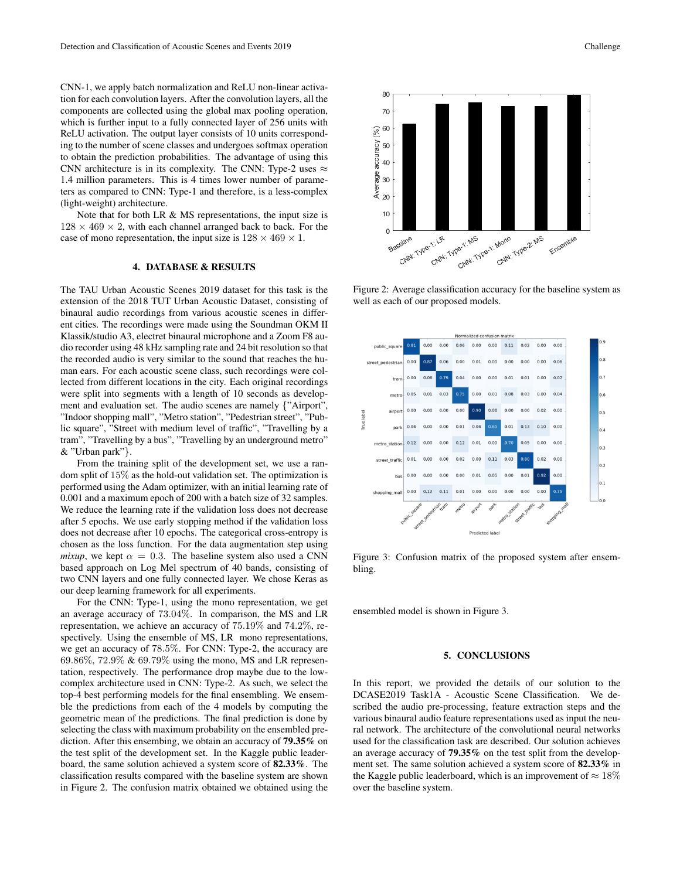CNN-1, we apply batch normalization and ReLU non-linear activation for each convolution layers. After the convolution layers, all the components are collected using the global max pooling operation, which is further input to a fully connected layer of 256 units with ReLU activation. The output layer consists of 10 units corresponding to the number of scene classes and undergoes softmax operation to obtain the prediction probabilities. The advantage of using this CNN architecture is in its complexity. The CNN: Type-2 uses $\approx$ 1.4 million parameters. This is 4 times lower number of parameters as compared to CNN: Type-1 and therefore, is a less-complex (light-weight) architecture.

Note that for both LR & MS representations, the input size is $128 \times 469 \times 2$, with each channel arranged back to back. For the case of mono representation, the input size is $128 \times 469 \times 1$.

## 4. DATABASE & RESULTS

The TAU Urban Acoustic Scenes 2019 dataset for this task is the extension of the 2018 TUT Urban Acoustic Dataset, consisting of binaural audio recordings from various acoustic scenes in different cities. The recordings were made using the Soundman OKM II Klassik/studio A3, electret binaural microphone and a Zoom F8 audio recorder using 48 kHz sampling rate and 24 bit resolution so that the recorded audio is very similar to the sound that reaches the human ears. For each acoustic scene class, such recordings were collected from different locations in the city. Each original recordings were split into segments with a length of 10 seconds as development and evaluation set. The audio scenes are namely {"Airport", "Indoor shopping mall", "Metro station", "Pedestrian street", "Public square", "Street with medium level of traffic", "Travelling by a tram", "Travelling by a bus", "Travelling by an underground metro" & "Urban park"}.

From the training split of the development set, we use a random split of 15% as the hold-out validation set. The optimization is performed using the Adam optimizer, with an initial learning rate of 0.001 and a maximum epoch of 200 with a batch size of 32 samples. We reduce the learning rate if the validation loss does not decrease after 5 epochs. We use early stopping method if the validation loss does not decrease after 10 epochs. The categorical cross-entropy is chosen as the loss function. For the data augmentation step using *mixup*, we kept $\alpha = 0.3$. The baseline system also used a CNN based approach on Log Mel spectrum of 40 bands, consisting of two CNN layers and one fully connected layer. We chose Keras as our deep learning framework for all experiments.

For the CNN: Type-1, using the mono representation, we get an average accuracy of 73.04%. In comparison, the MS and LR representation, we achieve an accuracy of 75.19% and 74.2%, respectively. Using the ensemble of MS, LR mono representations, we get an accuracy of 78.5%. For CNN: Type-2, the accuracy are 69.86%, 72.9% & 69.79% using the mono, MS and LR representation, respectively. The performance drop maybe due to the low-complex architecture used in CNN: Type-2. As such, we select the top-4 best performing models for the final ensembling. We ensemble the predictions from each of the 4 models by computing the geometric mean of the predictions. The final prediction is done by selecting the class with maximum probability on the ensembled prediction. After this ensembling, we obtain an accuracy of **79.35%** on the test split of the development set. In the Kaggle public leaderboard, the same solution achieved a system score of **82.33%**. The classification results compared with the baseline system are shown in Figure 2. The confusion matrix obtained we obtained using the ensembled model is shown in Figure 3.

Figure 2: Average classification accuracy for the baseline system as well as each of our proposed models.

Figure 3: Confusion matrix of the proposed system after ensembling.

## 5. CONCLUSIONS

In this report, we provided the details of our solution to the DCASE2019 Task1A - Acoustic Scene Classification. We described the audio pre-processing, feature extraction steps and the various binaural audio feature representations used as input the neural network. The architecture of the convolutional neural networks used for the classification task are described. Our solution achieves an average accuracy of **79.35%** on the test split from the development set. The same solution achieved a system score of **82.33%** in the Kaggle public leaderboard, which is an improvement of $\approx 18\%$ over the baseline system.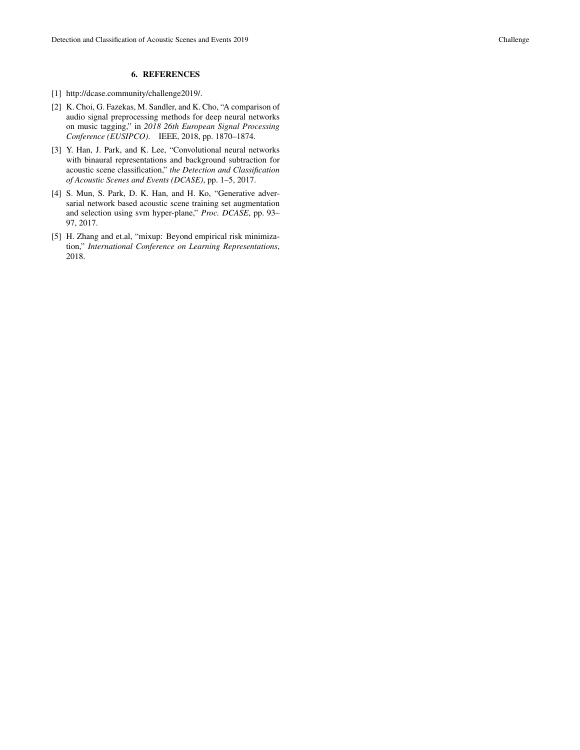## 6. REFERENCES

[1] http://dcase.community/challenge2019/.

[2] K. Choi, G. Fazekas, M. Sandler, and K. Cho, "A comparison of audio signal preprocessing methods for deep neural networks on music tagging," in *2018 26th European Signal Processing Conference (EUSIPCO)*. IEEE, 2018, pp. 1870–1874.

[3] Y. Han, J. Park, and K. Lee, "Convolutional neural networks with binaural representations and background subtraction for acoustic scene classification," *the Detection and Classification of Acoustic Scenes and Events (DCASE)*, pp. 1–5, 2017.

[4] S. Mun, S. Park, D. K. Han, and H. Ko, "Generative adversarial network based acoustic scene training set augmentation and selection using svm hyper-plane," *Proc. DCASE*, pp. 93–97, 2017.

[5] H. Zhang and et.al, "mixup: Beyond empirical risk minimization," *International Conference on Learning Representations*, 2018.